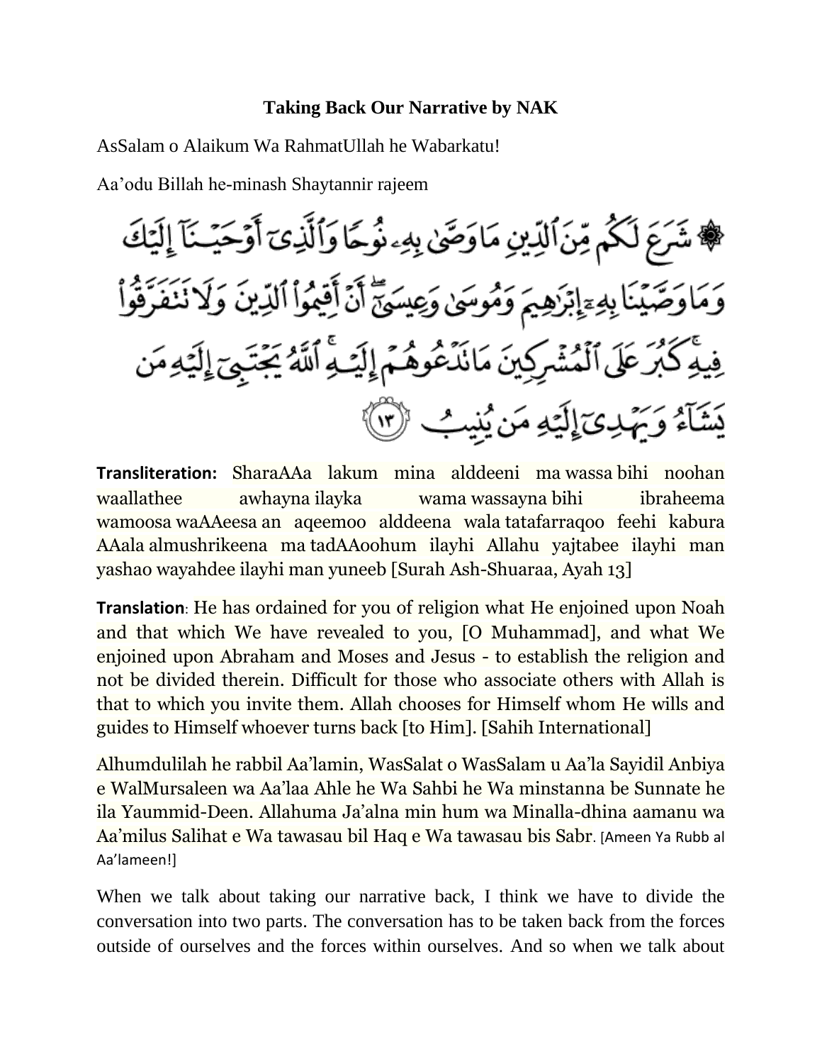**Taking Back Our Narrative by NAK**

AsSalam o Alaikum Wa RahmatUllah he Wabarkatu!

Aa'odu Billah he-minash Shaytannir rajeem

۞ شَرَعَ لَكُم مِّنَ ٱلدِّينِ مَا وَصَّىٰ بِهِۦ نُوحًا وَٱلَّذِىٓ أَوْحَيْنَآ إِلَيْكَ وَمَا وَصَّيْنَا بِهِۦٓ إِبْرَٰهِيمَ وَمُوسَىٰ وَعِيسَىٰٓ ۖ أَنْ أَقِيمُوا۟ ٱلدِّينَ وَلَا تَتَفَرَّقُوا۟ فِيهِ ۚ كَبُرَ عَلَى ٱلْمُشْرِكِينَ مَا تَدْعُوهُمْ إِلَيْهِ ۚ ٱللَّهُ يَجْتَبِىٓ إِلَيْهِ مَن يَشَآءُ وَيَهْدِىٓ إِلَيْهِ مَن يُنِيبُ ﴿١٣﴾

**Transliteration:** SharaAAa lakum mina alddeeni ma wassa bihi noohan waallathee awhayna ilayka wama wassayna bihi ibraheema wamoosa waAAeesa an aqeemoo alddeena wala tatafarraqoo feehi kabura AAala almushrikeena ma tadAAoohum ilayhi Allahu yajtabee ilayhi man yashao wayahdee ilayhi man yuneeb [Surah Ash-Shuaraa, Ayah 13]

**Translation**: He has ordained for you of religion what He enjoined upon Noah and that which We have revealed to you, [O Muhammad], and what We enjoined upon Abraham and Moses and Jesus - to establish the religion and not be divided therein. Difficult for those who associate others with Allah is that to which you invite them. Allah chooses for Himself whom He wills and guides to Himself whoever turns back [to Him]. [Sahih International]

Alhumdulilah he rabbil Aa'lamin, WasSalat o WasSalam u Aa'la Sayidil Anbiya e WalMursaleen wa Aa'laa Ahle he Wa Sahbi he Wa minstanna be Sunnate he ila Yaummid-Deen. Allahuma Ja'alna min hum wa Minalla-dhina aamanu wa Aa'milus Salihat e Wa tawasau bil Haq e Wa tawasau bis Sabr. [Ameen Ya Rubb al Aa'lameen!]

When we talk about taking our narrative back, I think we have to divide the conversation into two parts. The conversation has to be taken back from the forces outside of ourselves and the forces within ourselves. And so when we talk about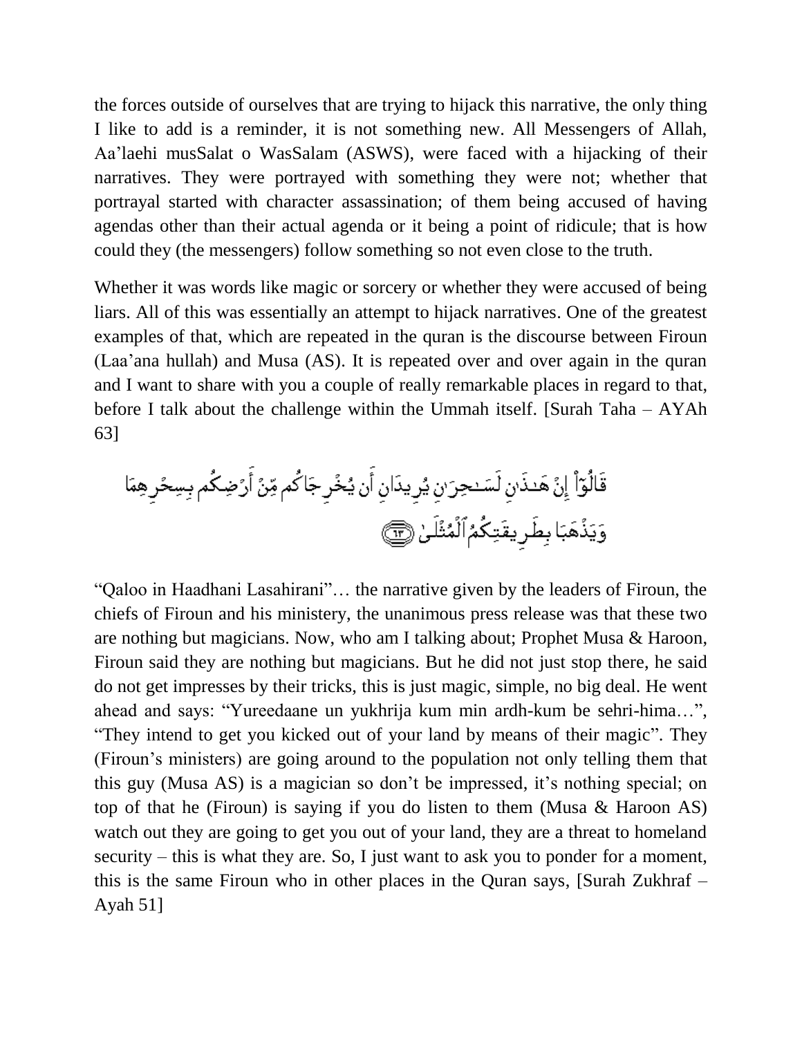the forces outside of ourselves that are trying to hijack this narrative, the only thing I like to add is a reminder, it is not something new. All Messengers of Allah, Aa'laehi musSalat o WasSalam (ASWS), were faced with a hijacking of their narratives. They were portrayed with something they were not; whether that portrayal started with character assassination; of them being accused of having agendas other than their actual agenda or it being a point of ridicule; that is how could they (the messengers) follow something so not even close to the truth.

Whether it was words like magic or sorcery or whether they were accused of being liars. All of this was essentially an attempt to hijack narratives. One of the greatest examples of that, which are repeated in the quran is the discourse between Firoun (Laa'ana hullah) and Musa (AS). It is repeated over and over again in the quran and I want to share with you a couple of really remarkable places in regard to that, before I talk about the challenge within the Ummah itself. [Surah Taha – AYAh 63]

قَالُوٓاْ إِنْ هَٰذَٰنِ لَسَٰحِرَٰنِ يُرِيدَانِ أَن يُخْرِجَاكُم مِّنْ أَرْضِكُم بِسِحْرِهِمَا وَيَذْهَبَا بِطَرِيقَتِكُمُ ٱلْمُثْلَىٰ ﴿٦٣﴾

"Qaloo in Haadhani Lasahirani"… the narrative given by the leaders of Firoun, the chiefs of Firoun and his ministery, the unanimous press release was that these two are nothing but magicians. Now, who am I talking about; Prophet Musa & Haroon, Firoun said they are nothing but magicians. But he did not just stop there, he said do not get impresses by their tricks, this is just magic, simple, no big deal. He went ahead and says: "Yureedaane un yukhrija kum min ardh-kum be sehri-hima…", "They intend to get you kicked out of your land by means of their magic". They (Firoun's ministers) are going around to the population not only telling them that this guy (Musa AS) is a magician so don't be impressed, it's nothing special; on top of that he (Firoun) is saying if you do listen to them (Musa & Haroon AS) watch out they are going to get you out of your land, they are a threat to homeland security – this is what they are. So, I just want to ask you to ponder for a moment, this is the same Firoun who in other places in the Quran says, [Surah Zukhraf – Ayah 51]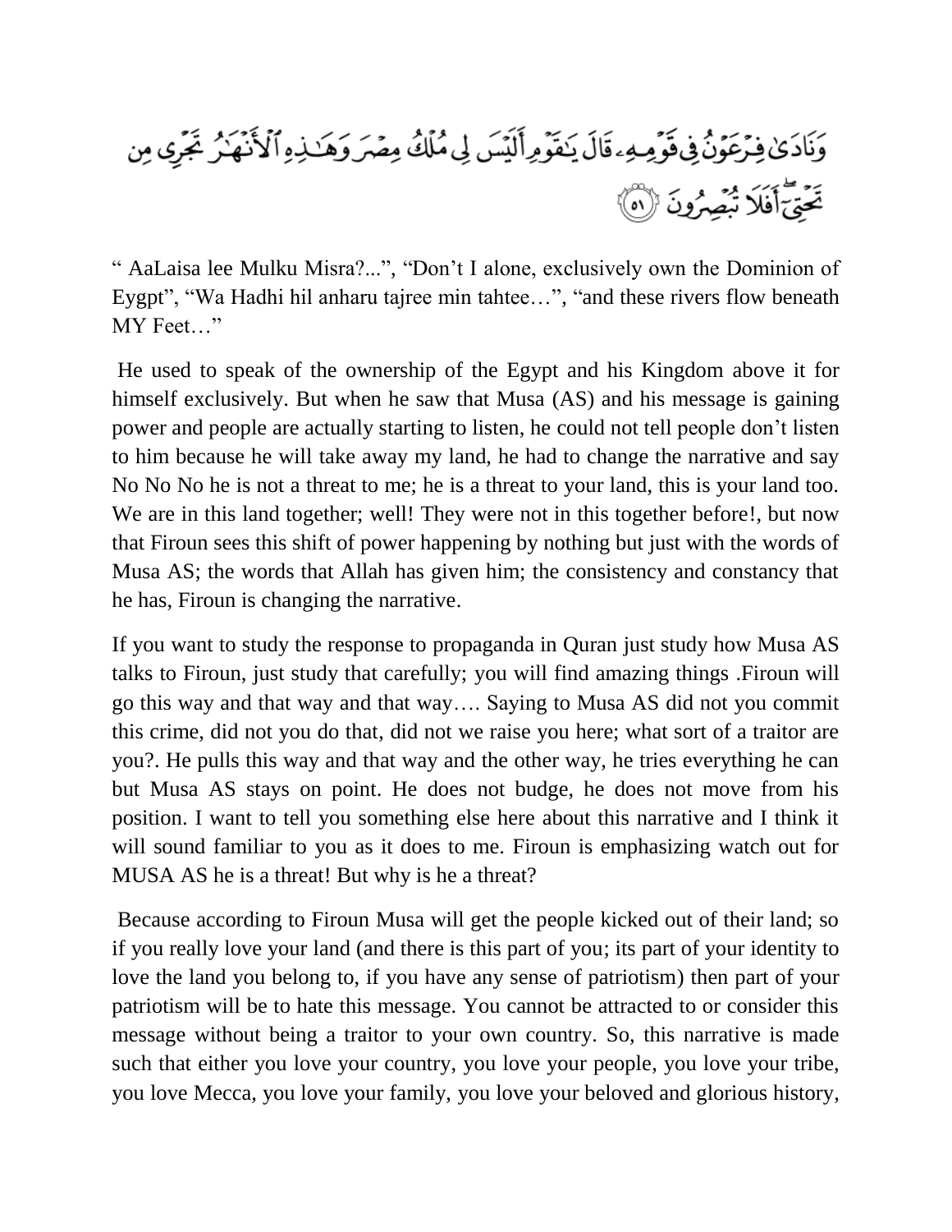وَنَادَىٰ فِرۡعَوۡنُ فِي قَوۡمِهِۦ قَالَ يَٰقَوۡمِ أَلَيۡسَ لِي مُلۡكُ مِصۡرَ وَهَٰذِهِ ٱلۡأَنۡهَٰرُ تَجۡرِي مِن تَحۡتِيٓۚ أَفَلَا تُبۡصِرُونَ ﴿٥١﴾

" AaLaisa lee Mulku Misra?...", "Don't I alone, exclusively own the Dominion of Eygpt", "Wa Hadhi hil anharu tajree min tahtee…", "and these rivers flow beneath MY Feet…"

He used to speak of the ownership of the Egypt and his Kingdom above it for himself exclusively. But when he saw that Musa (AS) and his message is gaining power and people are actually starting to listen, he could not tell people don't listen to him because he will take away my land, he had to change the narrative and say No No No he is not a threat to me; he is a threat to your land, this is your land too. We are in this land together; well! They were not in this together before!, but now that Firoun sees this shift of power happening by nothing but just with the words of Musa AS; the words that Allah has given him; the consistency and constancy that he has, Firoun is changing the narrative.

If you want to study the response to propaganda in Quran just study how Musa AS talks to Firoun, just study that carefully; you will find amazing things .Firoun will go this way and that way and that way…. Saying to Musa AS did not you commit this crime, did not you do that, did not we raise you here; what sort of a traitor are you?. He pulls this way and that way and the other way, he tries everything he can but Musa AS stays on point. He does not budge, he does not move from his position. I want to tell you something else here about this narrative and I think it will sound familiar to you as it does to me. Firoun is emphasizing watch out for MUSA AS he is a threat! But why is he a threat?

Because according to Firoun Musa will get the people kicked out of their land; so if you really love your land (and there is this part of you; its part of your identity to love the land you belong to, if you have any sense of patriotism) then part of your patriotism will be to hate this message. You cannot be attracted to or consider this message without being a traitor to your own country. So, this narrative is made such that either you love your country, you love your people, you love your tribe, you love Mecca, you love your family, you love your beloved and glorious history,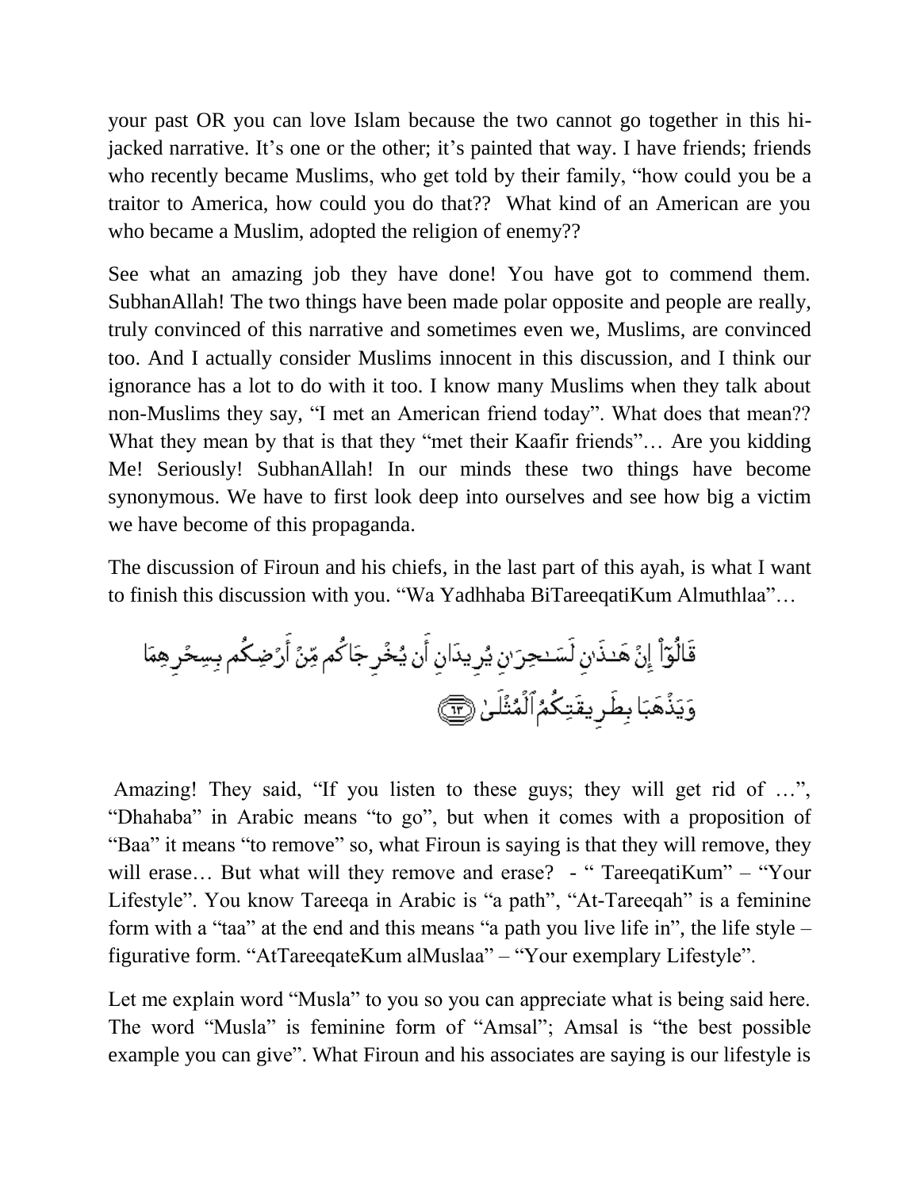your past OR you can love Islam because the two cannot go together in this hi-jacked narrative. It's one or the other; it's painted that way. I have friends; friends who recently became Muslims, who get told by their family, "how could you be a traitor to America, how could you do that?? What kind of an American are you who became a Muslim, adopted the religion of enemy??

See what an amazing job they have done! You have got to commend them. SubhanAllah! The two things have been made polar opposite and people are really, truly convinced of this narrative and sometimes even we, Muslims, are convinced too. And I actually consider Muslims innocent in this discussion, and I think our ignorance has a lot to do with it too. I know many Muslims when they talk about non-Muslims they say, "I met an American friend today". What does that mean?? What they mean by that is that they "met their Kaafir friends"… Are you kidding Me! Seriously! SubhanAllah! In our minds these two things have become synonymous. We have to first look deep into ourselves and see how big a victim we have become of this propaganda.

The discussion of Firoun and his chiefs, in the last part of this ayah, is what I want to finish this discussion with you. "Wa Yadhhaba BiTareeqatiKum Almuthlaa"…

قَالُوٓاْ إِنْ هَٰذَٰنِ لَسَٰحِرَٰنِ يُرِيدَانِ أَن يُخْرِجَاكُم مِّنْ أَرْضِكُم بِسِحْرِهِمَا وَيَذْهَبَا بِطَرِيقَتِكُمُ ٱلْمُثْلَىٰ ﴿٦٣﴾

Amazing! They said, "If you listen to these guys; they will get rid of …", "Dhahaba" in Arabic means "to go", but when it comes with a proposition of "Baa" it means "to remove" so, what Firoun is saying is that they will remove, they will erase… But what will they remove and erase? - " TareeqatiKum" – "Your Lifestyle". You know Tareeqa in Arabic is "a path", "At-Tareeqah" is a feminine form with a "taa" at the end and this means "a path you live life in", the life style – figurative form. "AtTareeqateKum alMuslaa" – "Your exemplary Lifestyle".

Let me explain word "Musla" to you so you can appreciate what is being said here. The word "Musla" is feminine form of "Amsal"; Amsal is "the best possible example you can give". What Firoun and his associates are saying is our lifestyle is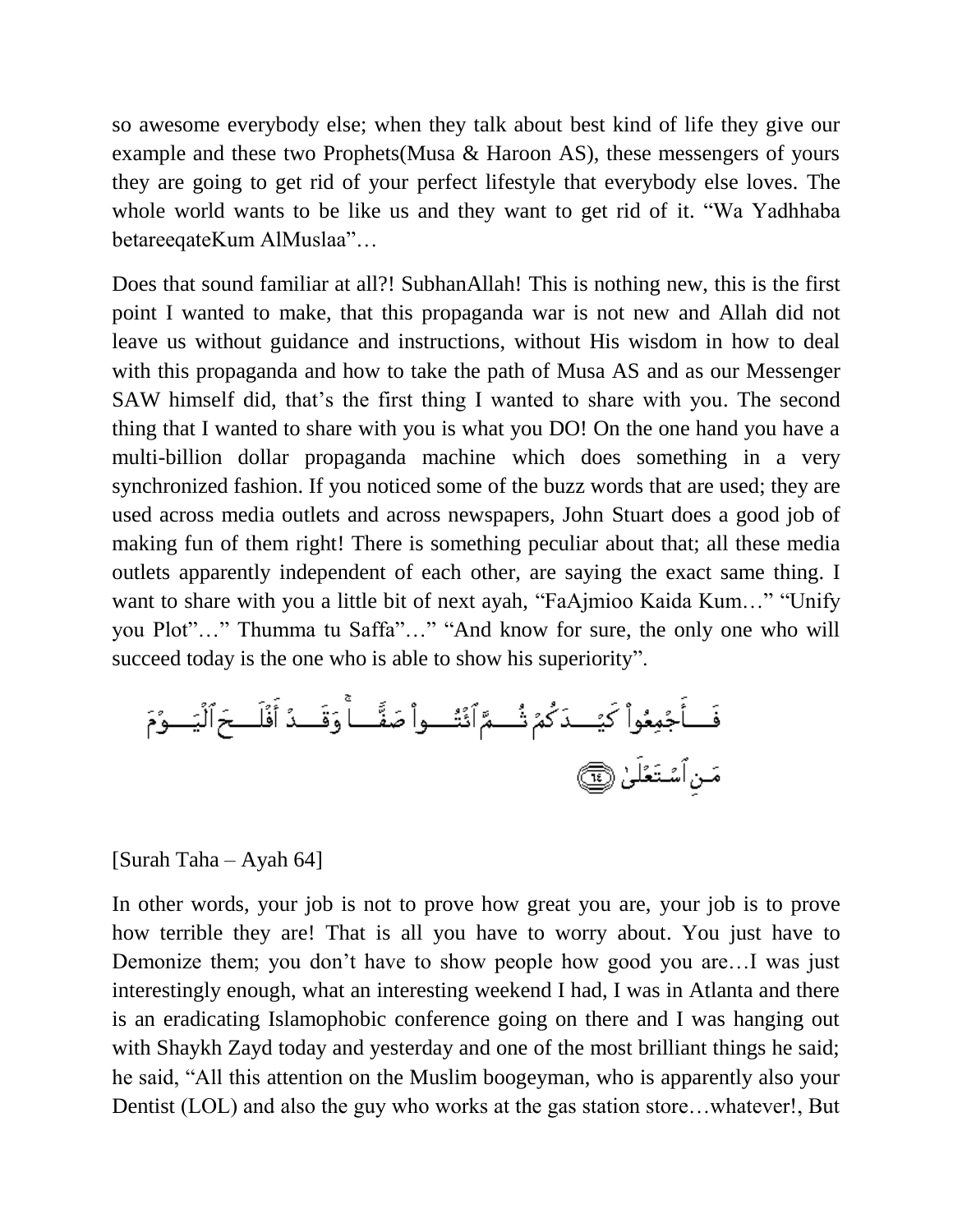so awesome everybody else; when they talk about best kind of life they give our example and these two Prophets(Musa & Haroon AS), these messengers of yours they are going to get rid of your perfect lifestyle that everybody else loves. The whole world wants to be like us and they want to get rid of it. “Wa Yadhhaba betareeqateKum AlMuslaa”…

Does that sound familiar at all?! SubhanAllah! This is nothing new, this is the first point I wanted to make, that this propaganda war is not new and Allah did not leave us without guidance and instructions, without His wisdom in how to deal with this propaganda and how to take the path of Musa AS and as our Messenger SAW himself did, that’s the first thing I wanted to share with you. The second thing that I wanted to share with you is what you DO! On the one hand you have a multi-billion dollar propaganda machine which does something in a very synchronized fashion. If you noticed some of the buzz words that are used; they are used across media outlets and across newspapers, John Stuart does a good job of making fun of them right! There is something peculiar about that; all these media outlets apparently independent of each other, are saying the exact same thing. I want to share with you a little bit of next ayah, “FaAjmioo Kaida Kum…” “Unify you Plot”…” Thumma tu Saffa”…” “And know for sure, the only one who will succeed today is the one who is able to show his superiority”.

فَأَجْمِعُوا كَيْدَكُمْ ثُمَّ ائْتُوا صَفًّا ۚ وَقَدْ أَفْلَحَ الْيَوْمَ مَنِ اسْتَعْلَىٰ ﴿٦٤﴾

[Surah Taha – Ayah 64]

In other words, your job is not to prove how great you are, your job is to prove how terrible they are! That is all you have to worry about. You just have to Demonize them; you don’t have to show people how good you are…I was just interestingly enough, what an interesting weekend I had, I was in Atlanta and there is an eradicating Islamophobic conference going on there and I was hanging out with Shaykh Zayd today and yesterday and one of the most brilliant things he said; he said, “All this attention on the Muslim boogeyman, who is apparently also your Dentist (LOL) and also the guy who works at the gas station store…whatever!, But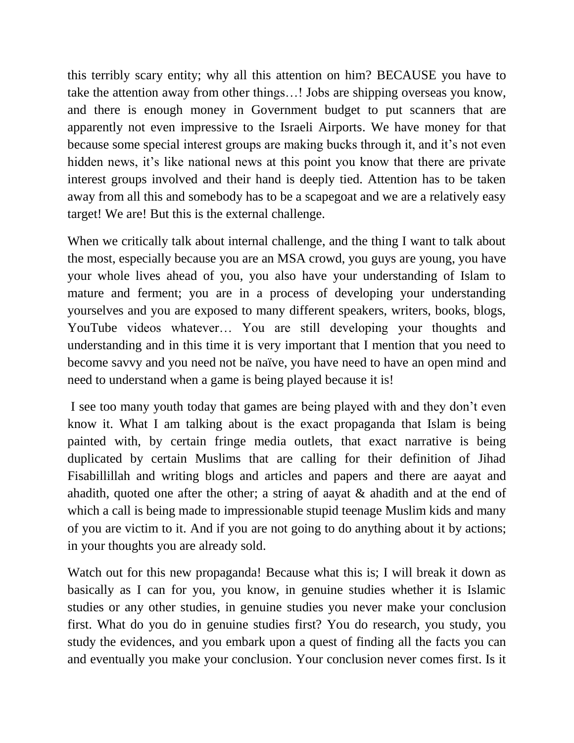this terribly scary entity; why all this attention on him? BECAUSE you have to take the attention away from other things…! Jobs are shipping overseas you know, and there is enough money in Government budget to put scanners that are apparently not even impressive to the Israeli Airports. We have money for that because some special interest groups are making bucks through it, and it's not even hidden news, it's like national news at this point you know that there are private interest groups involved and their hand is deeply tied. Attention has to be taken away from all this and somebody has to be a scapegoat and we are a relatively easy target! We are! But this is the external challenge.

When we critically talk about internal challenge, and the thing I want to talk about the most, especially because you are an MSA crowd, you guys are young, you have your whole lives ahead of you, you also have your understanding of Islam to mature and ferment; you are in a process of developing your understanding yourselves and you are exposed to many different speakers, writers, books, blogs, YouTube videos whatever… You are still developing your thoughts and understanding and in this time it is very important that I mention that you need to become savvy and you need not be naïve, you have need to have an open mind and need to understand when a game is being played because it is!

I see too many youth today that games are being played with and they don't even know it. What I am talking about is the exact propaganda that Islam is being painted with, by certain fringe media outlets, that exact narrative is being duplicated by certain Muslims that are calling for their definition of Jihad Fisabillillah and writing blogs and articles and papers and there are aayat and ahadith, quoted one after the other; a string of aayat & ahadith and at the end of which a call is being made to impressionable stupid teenage Muslim kids and many of you are victim to it. And if you are not going to do anything about it by actions; in your thoughts you are already sold.

Watch out for this new propaganda! Because what this is; I will break it down as basically as I can for you, you know, in genuine studies whether it is Islamic studies or any other studies, in genuine studies you never make your conclusion first. What do you do in genuine studies first? You do research, you study, you study the evidences, and you embark upon a quest of finding all the facts you can and eventually you make your conclusion. Your conclusion never comes first. Is it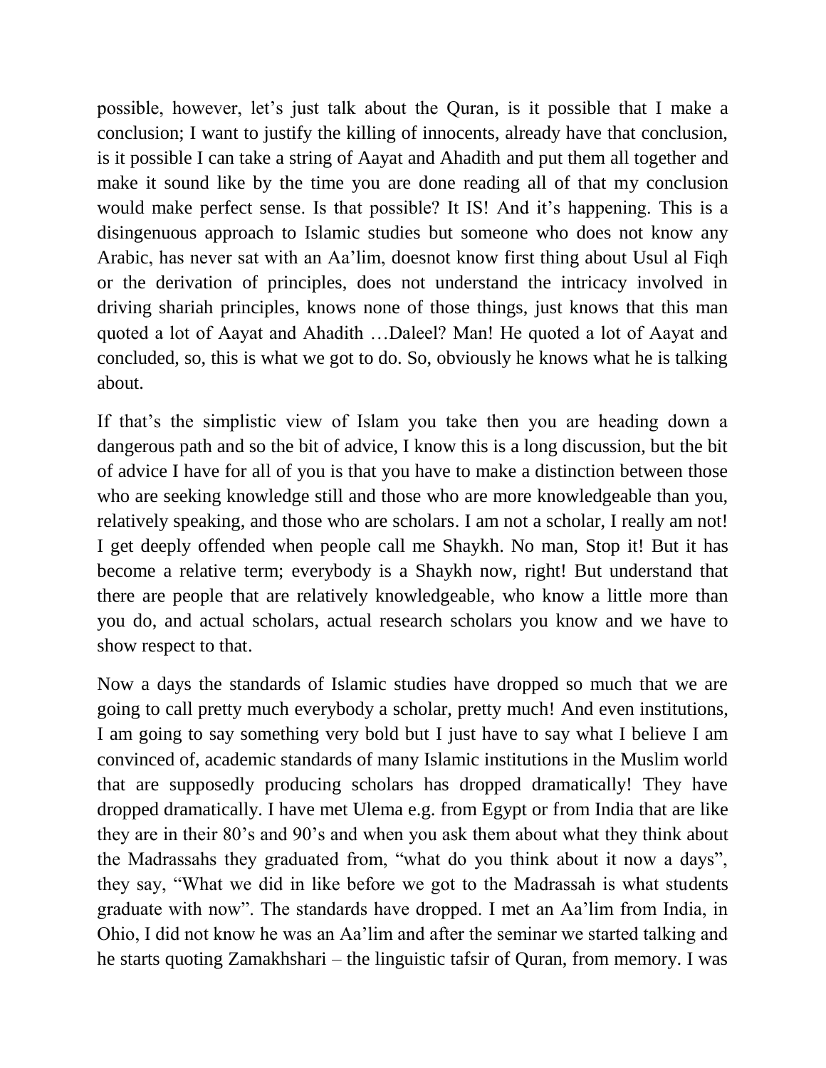possible, however, let's just talk about the Quran, is it possible that I make a conclusion; I want to justify the killing of innocents, already have that conclusion, is it possible I can take a string of Aayat and Ahadith and put them all together and make it sound like by the time you are done reading all of that my conclusion would make perfect sense. Is that possible? It IS! And it's happening. This is a disingenuous approach to Islamic studies but someone who does not know any Arabic, has never sat with an Aa'lim, doesnot know first thing about Usul al Fiqh or the derivation of principles, does not understand the intricacy involved in driving shariah principles, knows none of those things, just knows that this man quoted a lot of Aayat and Ahadith …Daleel? Man! He quoted a lot of Aayat and concluded, so, this is what we got to do. So, obviously he knows what he is talking about.

If that's the simplistic view of Islam you take then you are heading down a dangerous path and so the bit of advice, I know this is a long discussion, but the bit of advice I have for all of you is that you have to make a distinction between those who are seeking knowledge still and those who are more knowledgeable than you, relatively speaking, and those who are scholars. I am not a scholar, I really am not! I get deeply offended when people call me Shaykh. No man, Stop it! But it has become a relative term; everybody is a Shaykh now, right! But understand that there are people that are relatively knowledgeable, who know a little more than you do, and actual scholars, actual research scholars you know and we have to show respect to that.

Now a days the standards of Islamic studies have dropped so much that we are going to call pretty much everybody a scholar, pretty much! And even institutions, I am going to say something very bold but I just have to say what I believe I am convinced of, academic standards of many Islamic institutions in the Muslim world that are supposedly producing scholars has dropped dramatically! They have dropped dramatically. I have met Ulema e.g. from Egypt or from India that are like they are in their 80's and 90's and when you ask them about what they think about the Madrassahs they graduated from, "what do you think about it now a days", they say, "What we did in like before we got to the Madrassah is what students graduate with now". The standards have dropped. I met an Aa'lim from India, in Ohio, I did not know he was an Aa'lim and after the seminar we started talking and he starts quoting Zamakhshari – the linguistic tafsir of Quran, from memory. I was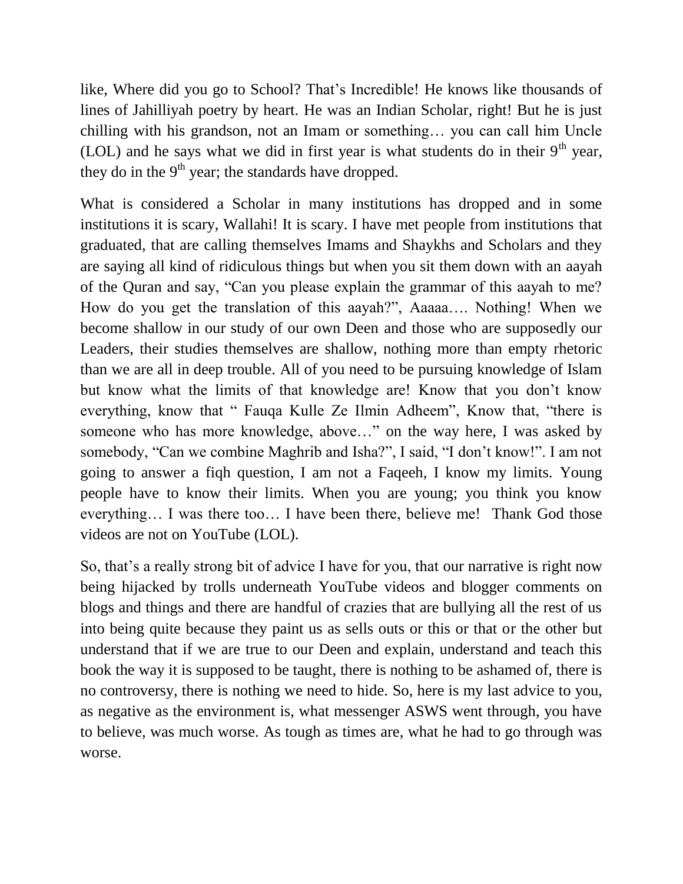like, Where did you go to School? That's Incredible! He knows like thousands of lines of Jahilliyah poetry by heart. He was an Indian Scholar, right! But he is just chilling with his grandson, not an Imam or something… you can call him Uncle (LOL) and he says what we did in first year is what students do in their 9th year, they do in the 9th year; the standards have dropped.

What is considered a Scholar in many institutions has dropped and in some institutions it is scary, Wallahi! It is scary. I have met people from institutions that graduated, that are calling themselves Imams and Shaykhs and Scholars and they are saying all kind of ridiculous things but when you sit them down with an aayah of the Quran and say, "Can you please explain the grammar of this aayah to me? How do you get the translation of this aayah?", Aaaaa…. Nothing! When we become shallow in our study of our own Deen and those who are supposedly our Leaders, their studies themselves are shallow, nothing more than empty rhetoric than we are all in deep trouble. All of you need to be pursuing knowledge of Islam but know what the limits of that knowledge are! Know that you don't know everything, know that " Fauqa Kulle Ze Ilmin Adheem", Know that, "there is someone who has more knowledge, above…" on the way here, I was asked by somebody, "Can we combine Maghrib and Isha?", I said, "I don't know!". I am not going to answer a fiqh question, I am not a Faqeeh, I know my limits. Young people have to know their limits. When you are young; you think you know everything… I was there too… I have been there, believe me! Thank God those videos are not on YouTube (LOL).

So, that's a really strong bit of advice I have for you, that our narrative is right now being hijacked by trolls underneath YouTube videos and blogger comments on blogs and things and there are handful of crazies that are bullying all the rest of us into being quite because they paint us as sells outs or this or that or the other but understand that if we are true to our Deen and explain, understand and teach this book the way it is supposed to be taught, there is nothing to be ashamed of, there is no controversy, there is nothing we need to hide. So, here is my last advice to you, as negative as the environment is, what messenger ASWS went through, you have to believe, was much worse. As tough as times are, what he had to go through was worse.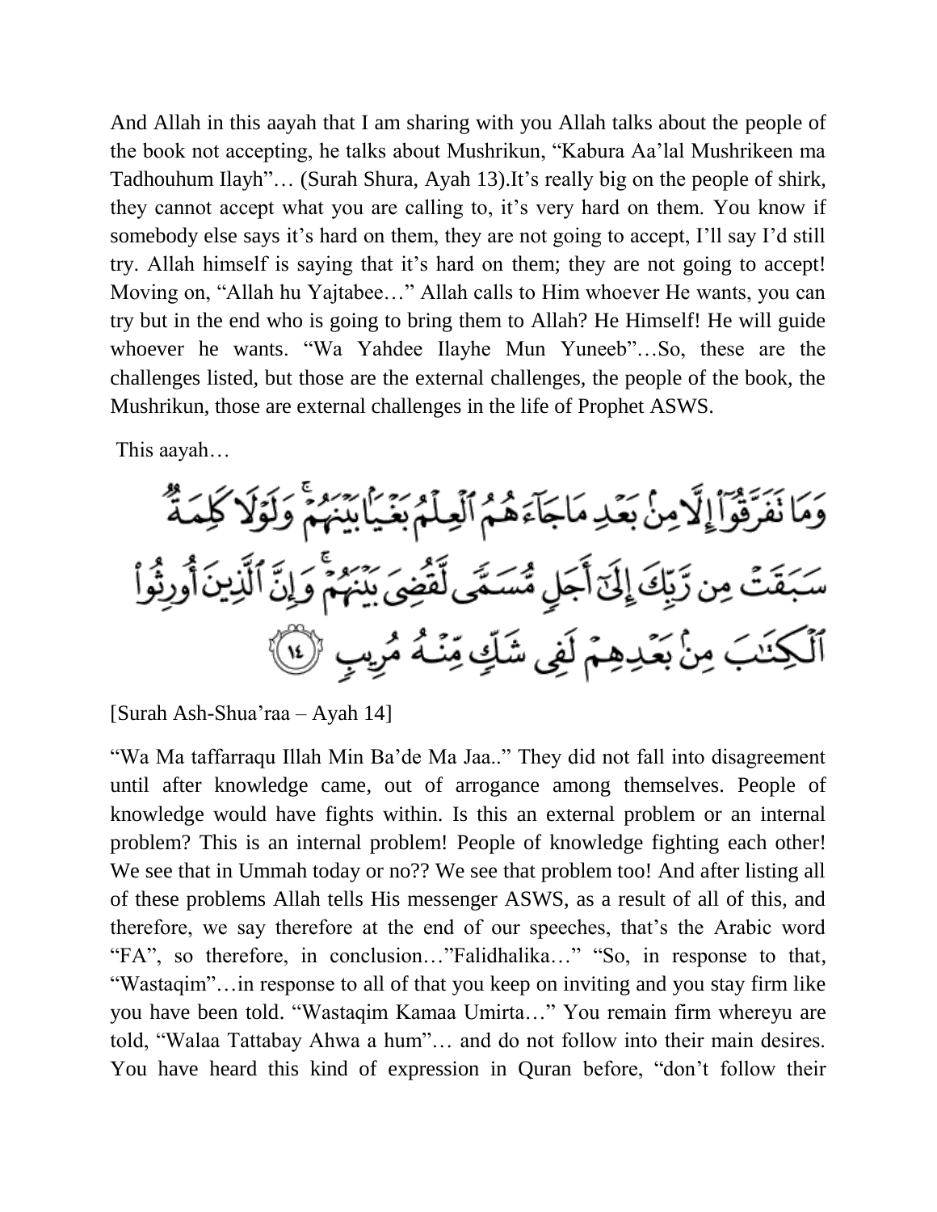And Allah in this aayah that I am sharing with you Allah talks about the people of the book not accepting, he talks about Mushrikun, "Kabura Aa'lal Mushrikeen ma Tadhouhum Ilayh"… (Surah Shura, Ayah 13).It's really big on the people of shirk, they cannot accept what you are calling to, it's very hard on them. You know if somebody else says it's hard on them, they are not going to accept, I'll say I'd still try. Allah himself is saying that it's hard on them; they are not going to accept! Moving on, "Allah hu Yajtabee…" Allah calls to Him whoever He wants, you can try but in the end who is going to bring them to Allah? He Himself! He will guide whoever he wants. "Wa Yahdee Ilayhe Mun Yuneeb"…So, these are the challenges listed, but those are the external challenges, the people of the book, the Mushrikun, those are external challenges in the life of Prophet ASWS.

This aayah…

وَمَا تَفَرَّقُوٓا۟ إِلَّا مِنۢ بَعْدِ مَا جَآءَهُمُ ٱلْعِلْمُ بَغْيًۢا بَيْنَهُمْ ۚ وَلَوْلَا كَلِمَةٌ سَبَقَتْ مِن رَّبِّكَ إِلَىٰٓ أَجَلٍ مُّسَمًّى لَّقُضِىَ بَيْنَهُمْ ۚ وَإِنَّ ٱلَّذِينَ أُورِثُوا۟ ٱلْكِتَٰبَ مِنۢ بَعْدِهِمْ لَفِى شَكٍّ مِّنْهُ مُرِيبٍ ﴿١٤﴾

[Surah Ash-Shua'raa – Ayah 14]

"Wa Ma taffarraqu Illah Min Ba'de Ma Jaa.." They did not fall into disagreement until after knowledge came, out of arrogance among themselves. People of knowledge would have fights within. Is this an external problem or an internal problem? This is an internal problem! People of knowledge fighting each other! We see that in Ummah today or no?? We see that problem too! And after listing all of these problems Allah tells His messenger ASWS, as a result of all of this, and therefore, we say therefore at the end of our speeches, that's the Arabic word "FA", so therefore, in conclusion…"Falidhalika…" "So, in response to that, "Wastaqim"…in response to all of that you keep on inviting and you stay firm like you have been told. "Wastaqim Kamaa Umirta…" You remain firm whereyu are told, "Walaa Tattabay Ahwa a hum"… and do not follow into their main desires. You have heard this kind of expression in Quran before, "don't follow their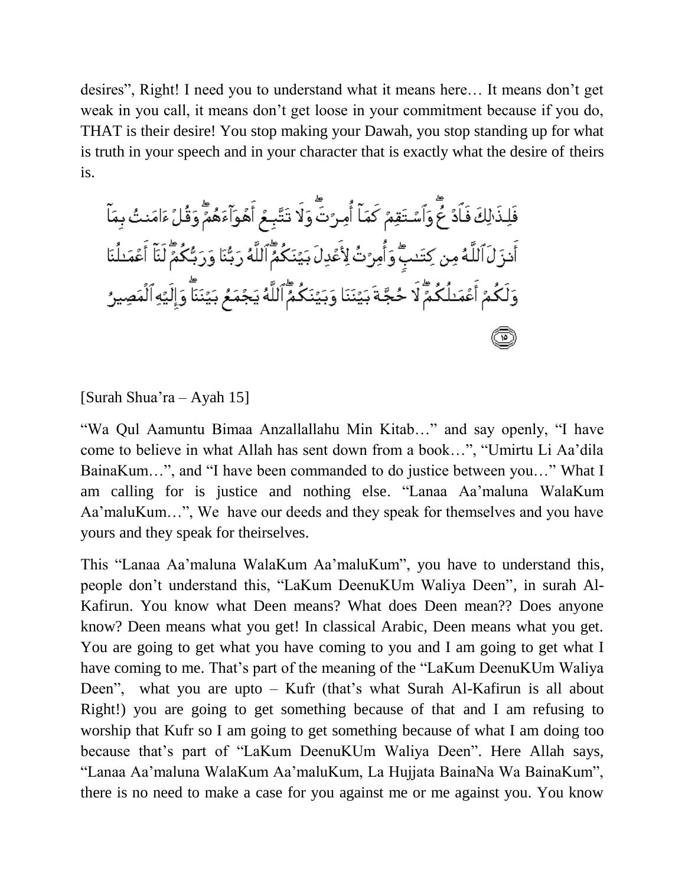desires", Right! I need you to understand what it means here… It means don't get weak in you call, it means don't get loose in your commitment because if you do, THAT is their desire! You stop making your Dawah, you stop standing up for what is truth in your speech and in your character that is exactly what the desire of theirs is.

فَلِذَٰلِكَ فَٱدْعُ ۖ وَٱسْتَقِمْ كَمَآ أُمِرْتَ ۖ وَلَا تَتَّبِعْ أَهْوَآءَهُمْ ۖ وَقُلْ ءَامَنتُ بِمَآ أَنزَلَ ٱللَّهُ مِن كِتَٰبٍ ۖ وَأُمِرْتُ لِأَعْدِلَ بَيْنَكُمُ ۖ ٱللَّهُ رَبُّنَا وَرَبُّكُمْ ۖ لَنَآ أَعْمَٰلُنَا وَلَكُمْ أَعْمَٰلُكُمْ ۖ لَا حُجَّةَ بَيْنَنَا وَبَيْنَكُمُ ۖ ٱللَّهُ يَجْمَعُ بَيْنَنَا ۖ وَإِلَيْهِ ٱلْمَصِيرُ ﴿١٥﴾

[Surah Shua'ra – Ayah 15]

"Wa Qul Aamuntu Bimaa Anzallallahu Min Kitab…" and say openly, "I have come to believe in what Allah has sent down from a book…", "Umirtu Li Aa'dila BainaKum…", and "I have been commanded to do justice between you…" What I am calling for is justice and nothing else. "Lanaa Aa'maluna WalaKum Aa'maluKum…", We have our deeds and they speak for themselves and you have yours and they speak for theirselves.

This "Lanaa Aa'maluna WalaKum Aa'maluKum", you have to understand this, people don't understand this, "LaKum DeenuKUm Waliya Deen", in surah Al-Kafirun. You know what Deen means? What does Deen mean?? Does anyone know? Deen means what you get! In classical Arabic, Deen means what you get. You are going to get what you have coming to you and I am going to get what I have coming to me. That's part of the meaning of the "LaKum DeenuKUm Waliya Deen", what you are upto – Kufr (that's what Surah Al-Kafirun is all about Right!) you are going to get something because of that and I am refusing to worship that Kufr so I am going to get something because of what I am doing too because that's part of "LaKum DeenuKUm Waliya Deen". Here Allah says, "Lanaa Aa'maluna WalaKum Aa'maluKum, La Hujjata BainaNa Wa BainaKum", there is no need to make a case for you against me or me against you. You know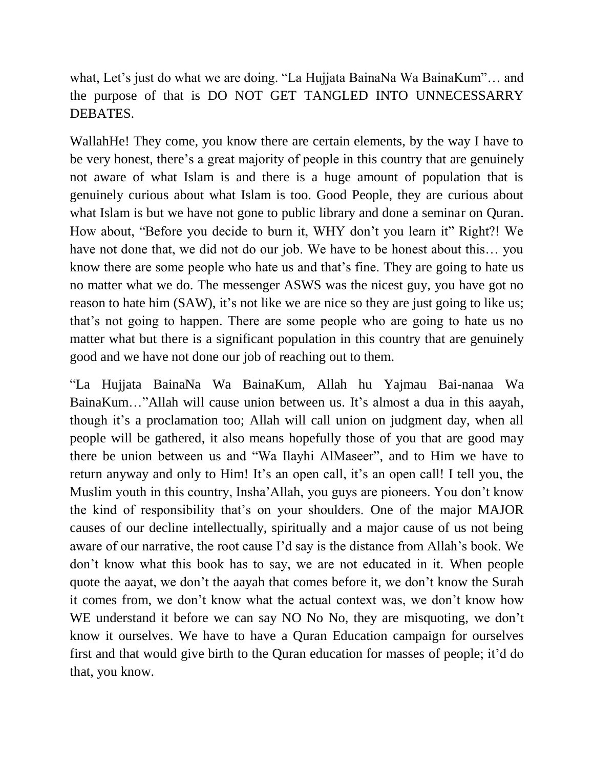what, Let's just do what we are doing. "La Hujjata BainaNa Wa BainaKum"… and the purpose of that is DO NOT GET TANGLED INTO UNNECESSARRY DEBATES.

WallahHe! They come, you know there are certain elements, by the way I have to be very honest, there's a great majority of people in this country that are genuinely not aware of what Islam is and there is a huge amount of population that is genuinely curious about what Islam is too. Good People, they are curious about what Islam is but we have not gone to public library and done a seminar on Quran. How about, "Before you decide to burn it, WHY don't you learn it" Right?! We have not done that, we did not do our job. We have to be honest about this… you know there are some people who hate us and that's fine. They are going to hate us no matter what we do. The messenger ASWS was the nicest guy, you have got no reason to hate him (SAW), it's not like we are nice so they are just going to like us; that's not going to happen. There are some people who are going to hate us no matter what but there is a significant population in this country that are genuinely good and we have not done our job of reaching out to them.

"La Hujjata BainaNa Wa BainaKum, Allah hu Yajmau Bai-nanaa Wa BainaKum…"Allah will cause union between us. It's almost a dua in this aayah, though it's a proclamation too; Allah will call union on judgment day, when all people will be gathered, it also means hopefully those of you that are good may there be union between us and "Wa Ilayhi AlMaseer", and to Him we have to return anyway and only to Him! It's an open call, it's an open call! I tell you, the Muslim youth in this country, Insha'Allah, you guys are pioneers. You don't know the kind of responsibility that's on your shoulders. One of the major MAJOR causes of our decline intellectually, spiritually and a major cause of us not being aware of our narrative, the root cause I'd say is the distance from Allah's book. We don't know what this book has to say, we are not educated in it. When people quote the aayat, we don't the aayah that comes before it, we don't know the Surah it comes from, we don't know what the actual context was, we don't know how WE understand it before we can say NO No No, they are misquoting, we don't know it ourselves. We have to have a Quran Education campaign for ourselves first and that would give birth to the Quran education for masses of people; it'd do that, you know.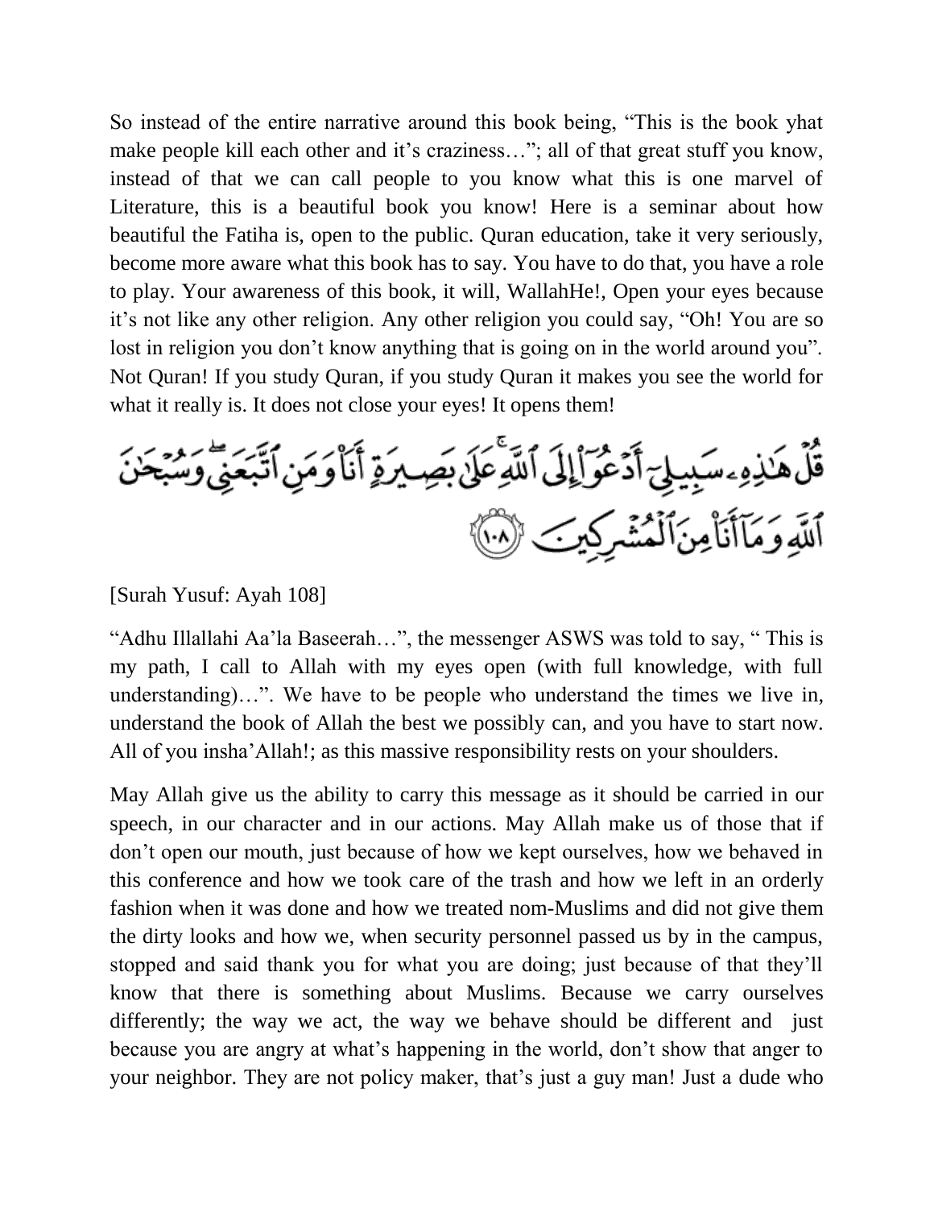So instead of the entire narrative around this book being, "This is the book yhat make people kill each other and it's craziness…"; all of that great stuff you know, instead of that we can call people to you know what this is one marvel of Literature, this is a beautiful book you know! Here is a seminar about how beautiful the Fatiha is, open to the public. Quran education, take it very seriously, become more aware what this book has to say. You have to do that, you have a role to play. Your awareness of this book, it will, WallahHe!, Open your eyes because it's not like any other religion. Any other religion you could say, "Oh! You are so lost in religion you don't know anything that is going on in the world around you". Not Quran! If you study Quran, if you study Quran it makes you see the world for what it really is. It does not close your eyes! It opens them!

قُلْ هَٰذِهِۦ سَبِيلِىٓ أَدْعُوٓا۟ إِلَى ٱللَّهِ ۚ عَلَىٰ بَصِيرَةٍ أَنَا۠ وَمَنِ ٱتَّبَعَنِى ۖ وَسُبْحَٰنَ ٱللَّهِ وَمَآ أَنَا۠ مِنَ ٱلْمُشْرِكِينَ ﴿١٠٨﴾

[Surah Yusuf: Ayah 108]

"Adhu Illallahi Aa'la Baseerah…", the messenger ASWS was told to say, " This is my path, I call to Allah with my eyes open (with full knowledge, with full understanding)…". We have to be people who understand the times we live in, understand the book of Allah the best we possibly can, and you have to start now. All of you insha'Allah!; as this massive responsibility rests on your shoulders.

May Allah give us the ability to carry this message as it should be carried in our speech, in our character and in our actions. May Allah make us of those that if don't open our mouth, just because of how we kept ourselves, how we behaved in this conference and how we took care of the trash and how we left in an orderly fashion when it was done and how we treated nom-Muslims and did not give them the dirty looks and how we, when security personnel passed us by in the campus, stopped and said thank you for what you are doing; just because of that they'll know that there is something about Muslims. Because we carry ourselves differently; the way we act, the way we behave should be different and just because you are angry at what's happening in the world, don't show that anger to your neighbor. They are not policy maker, that's just a guy man! Just a dude who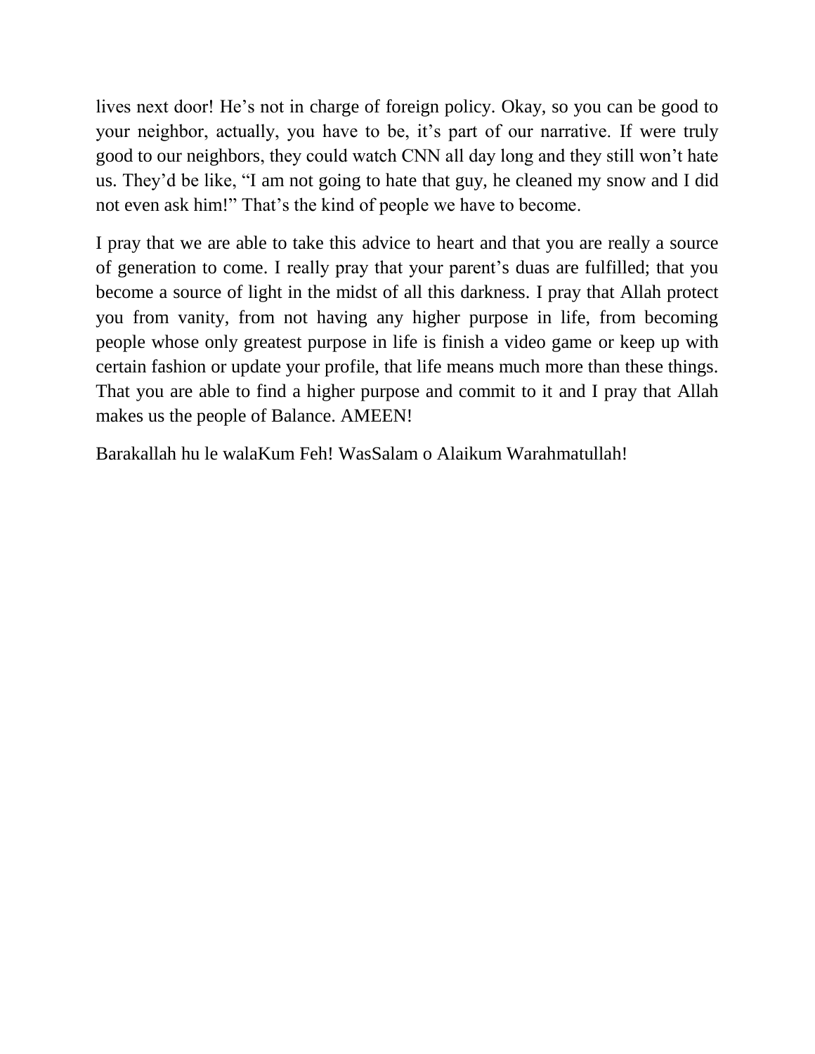lives next door! He's not in charge of foreign policy. Okay, so you can be good to your neighbor, actually, you have to be, it's part of our narrative. If were truly good to our neighbors, they could watch CNN all day long and they still won't hate us. They'd be like, "I am not going to hate that guy, he cleaned my snow and I did not even ask him!" That's the kind of people we have to become.

I pray that we are able to take this advice to heart and that you are really a source of generation to come. I really pray that your parent's duas are fulfilled; that you become a source of light in the midst of all this darkness. I pray that Allah protect you from vanity, from not having any higher purpose in life, from becoming people whose only greatest purpose in life is finish a video game or keep up with certain fashion or update your profile, that life means much more than these things. That you are able to find a higher purpose and commit to it and I pray that Allah makes us the people of Balance. AMEEN!

Barakallah hu le walaKum Feh! WasSalam o Alaikum Warahmatullah!